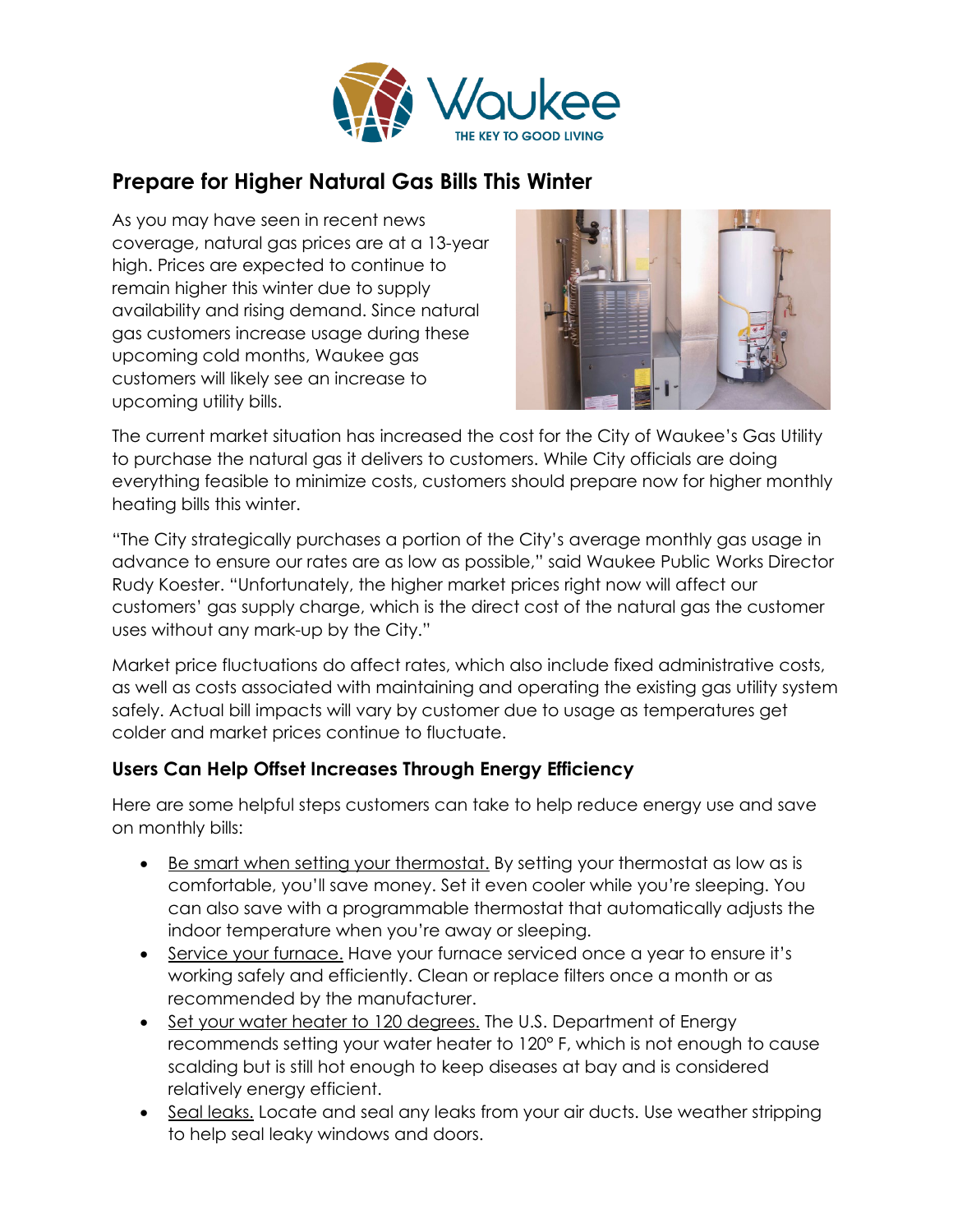# Prepare for Higher Natural Gas Bills This Winter

As you may have seen in recent news coverage, natural gas prices are at a 13-year high. Prices are expected to continue to remain higher this winter due to supply availability and rising demand. Since natural gas customers increase usage during these upcoming cold months, Waukee gas customers will likely see an increase to upcoming utility bills.

The current market situation has increased the cost for the City of Waukee's Gas Utility to purchase the natural gas it delivers to customers. While City officials are doing everything feasible to minimize costs, customers should prepare now for higher monthly heating bills this winter.

"The City strategically purchases a portion of the City's average monthly gas usage in advance to ensure our rates are as low as possible," said Waukee Public Works Director Rudy Koester. "Unfortunately, the higher market prices right now will affect our customers' gas supply charge, which is the direct cost of the natural gas the customer uses without any mark-up by the City."

Market price fluctuations do affect rates, which also include fixed administrative costs, as well as costs associated with maintaining and operating the existing gas utility system safely. Actual bill impacts will vary by customer due to usage as temperatures get colder and market prices continue to fluctuate.

## Users Can Help Offset Increases Through Energy Efficiency

Here are some helpful steps customers can take to help reduce energy use and save on monthly bills:

- Be smart when setting your thermostat. By setting your thermostat as low as is comfortable, you'll save money. Set it even cooler while you're sleeping. You can also save with a programmable thermostat that automatically adjusts the indoor temperature when you're away or sleeping.
- Service your furnace. Have your furnace serviced once a year to ensure it's working safely and efficiently. Clean or replace filters once a month or as recommended by the manufacturer.
- Set your water heater to 120 degrees. The U.S. Department of Energy recommends setting your water heater to 120° F, which is not enough to cause scalding but is still hot enough to keep diseases at bay and is considered relatively energy efficient.
- Seal leaks. Locate and seal any leaks from your air ducts. Use weather stripping to help seal leaky windows and doors.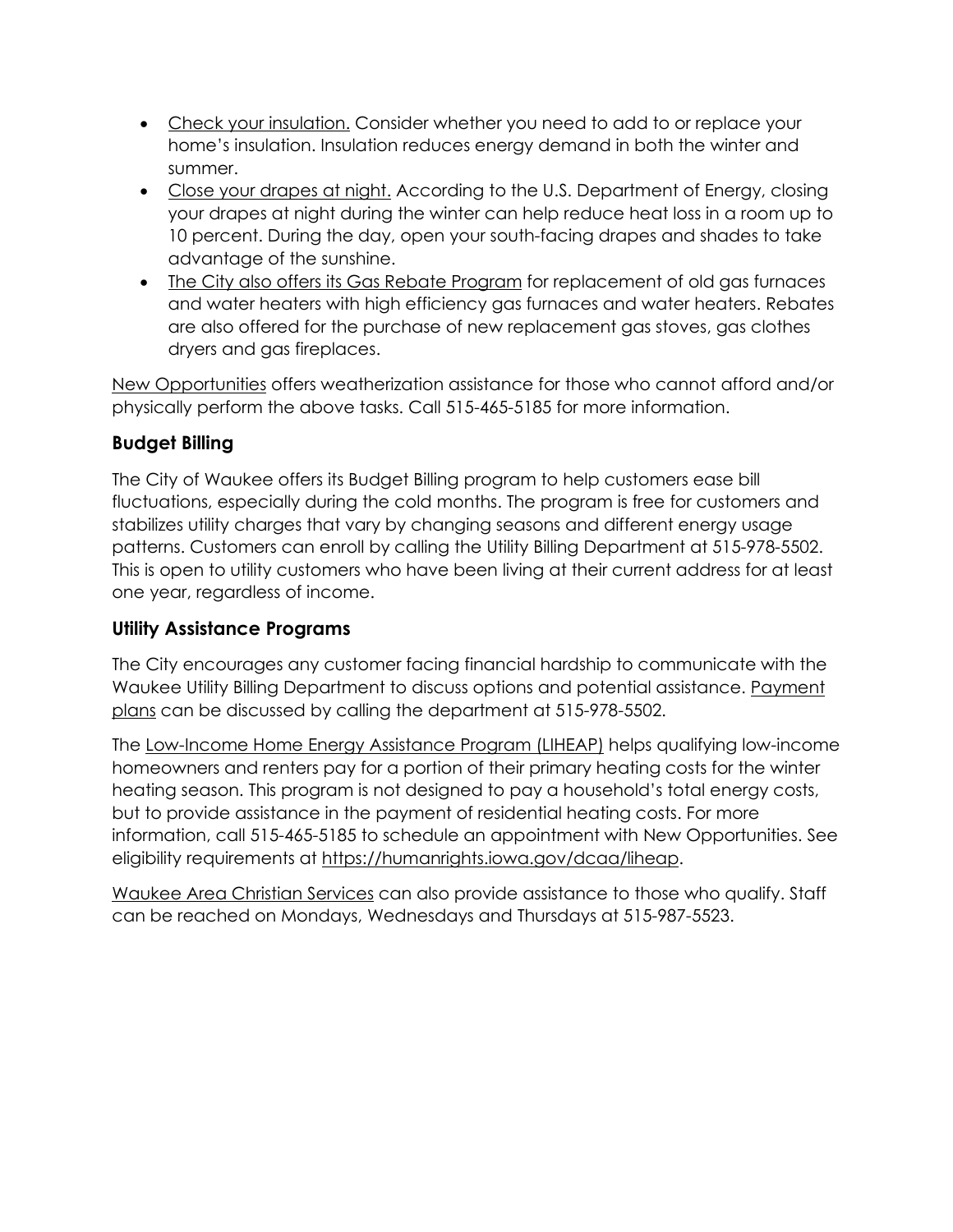- Check your insulation. Consider whether you need to add to or replace your home's insulation. Insulation reduces energy demand in both the winter and summer.
- Close your drapes at night. According to the U.S. Department of Energy, closing your drapes at night during the winter can help reduce heat loss in a room up to 10 percent. During the day, open your south-facing drapes and shades to take advantage of the sunshine.
- The City also offers its Gas Rebate Program for replacement of old gas furnaces and water heaters with high efficiency gas furnaces and water heaters. Rebates are also offered for the purchase of new replacement gas stoves, gas clothes dryers and gas fireplaces.

New Opportunities offers weatherization assistance for those who cannot afford and/or physically perform the above tasks. Call 515-465-5185 for more information.

### Budget Billing

The City of Waukee offers its Budget Billing program to help customers ease bill fluctuations, especially during the cold months. The program is free for customers and stabilizes utility charges that vary by changing seasons and different energy usage patterns. Customers can enroll by calling the Utility Billing Department at 515-978-5502. This is open to utility customers who have been living at their current address for at least one year, regardless of income.

### Utility Assistance Programs

The City encourages any customer facing financial hardship to communicate with the Waukee Utility Billing Department to discuss options and potential assistance. Payment plans can be discussed by calling the department at 515-978-5502.

The Low-Income Home Energy Assistance Program (LIHEAP) helps qualifying low-income homeowners and renters pay for a portion of their primary heating costs for the winter heating season. This program is not designed to pay a household's total energy costs, but to provide assistance in the payment of residential heating costs. For more information, call 515-465-5185 to schedule an appointment with New Opportunities. See eligibility requirements at https://humanrights.iowa.gov/dcaa/liheap.

Waukee Area Christian Services can also provide assistance to those who qualify. Staff can be reached on Mondays, Wednesdays and Thursdays at 515-987-5523.